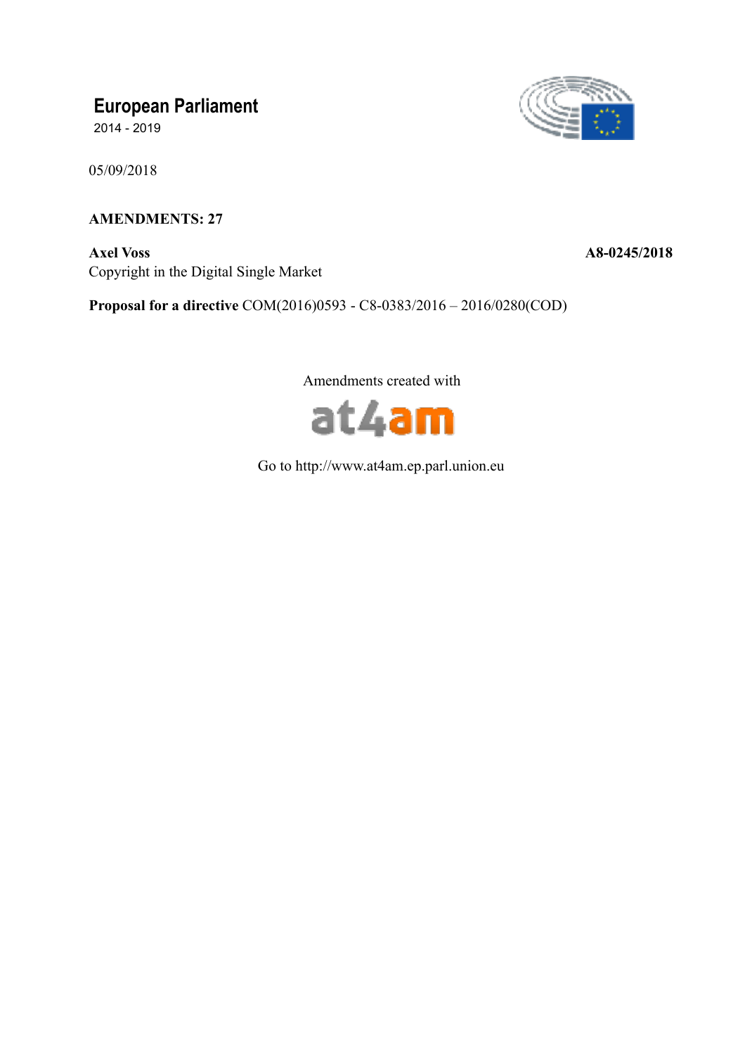# European Parliament

2014 - 2019

05/09/2018

**AMENDMENTS: 27**

**Axel Voss** **A8-0245/2018**

Copyright in the Digital Single Market

**Proposal for a directive** COM(2016)0593 - C8-0383/2016 – 2016/0280(COD)

Amendments created with

at4am

Go to http://www.at4am.ep.parl.union.eu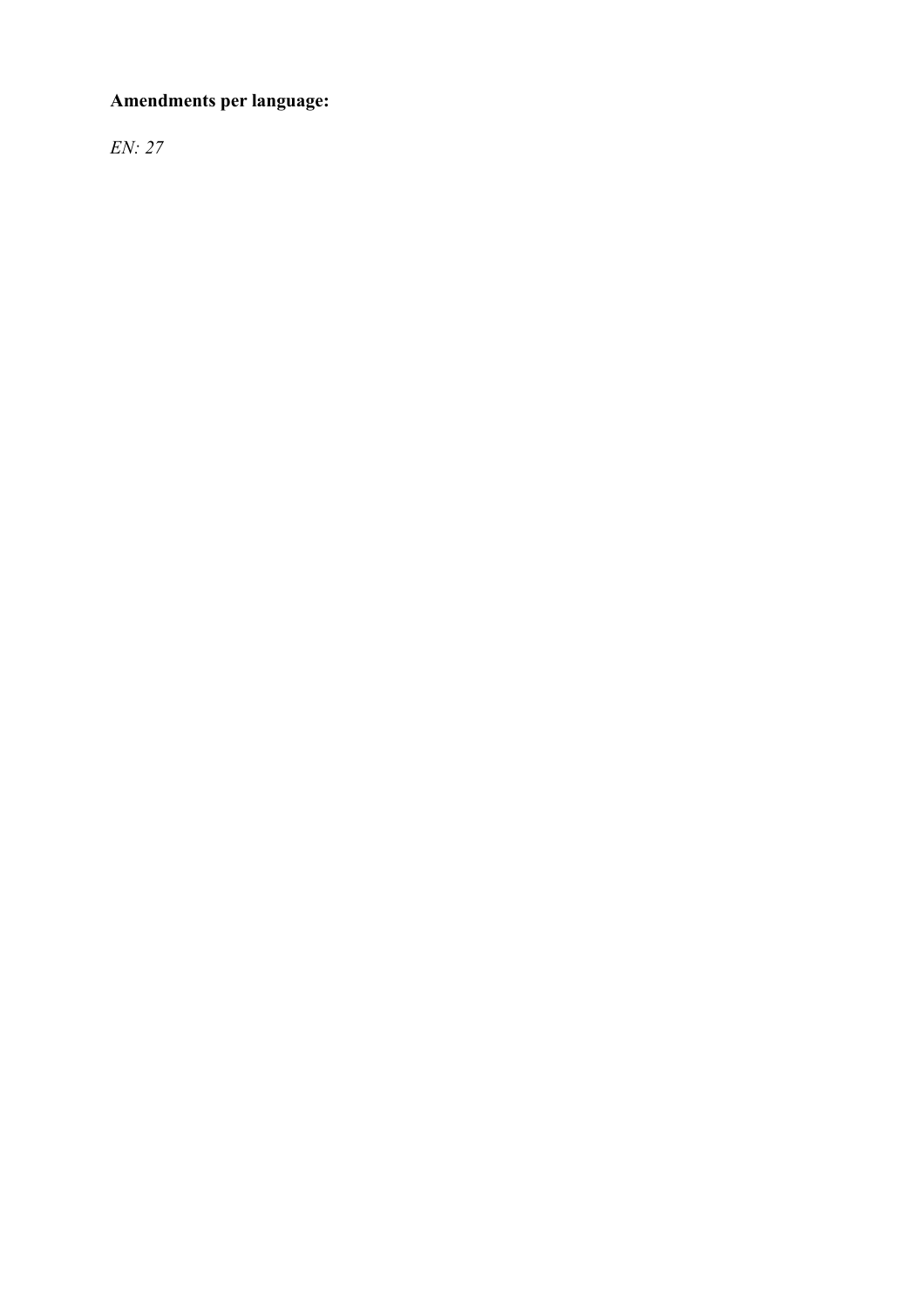**Amendments per language:**

*EN: 27*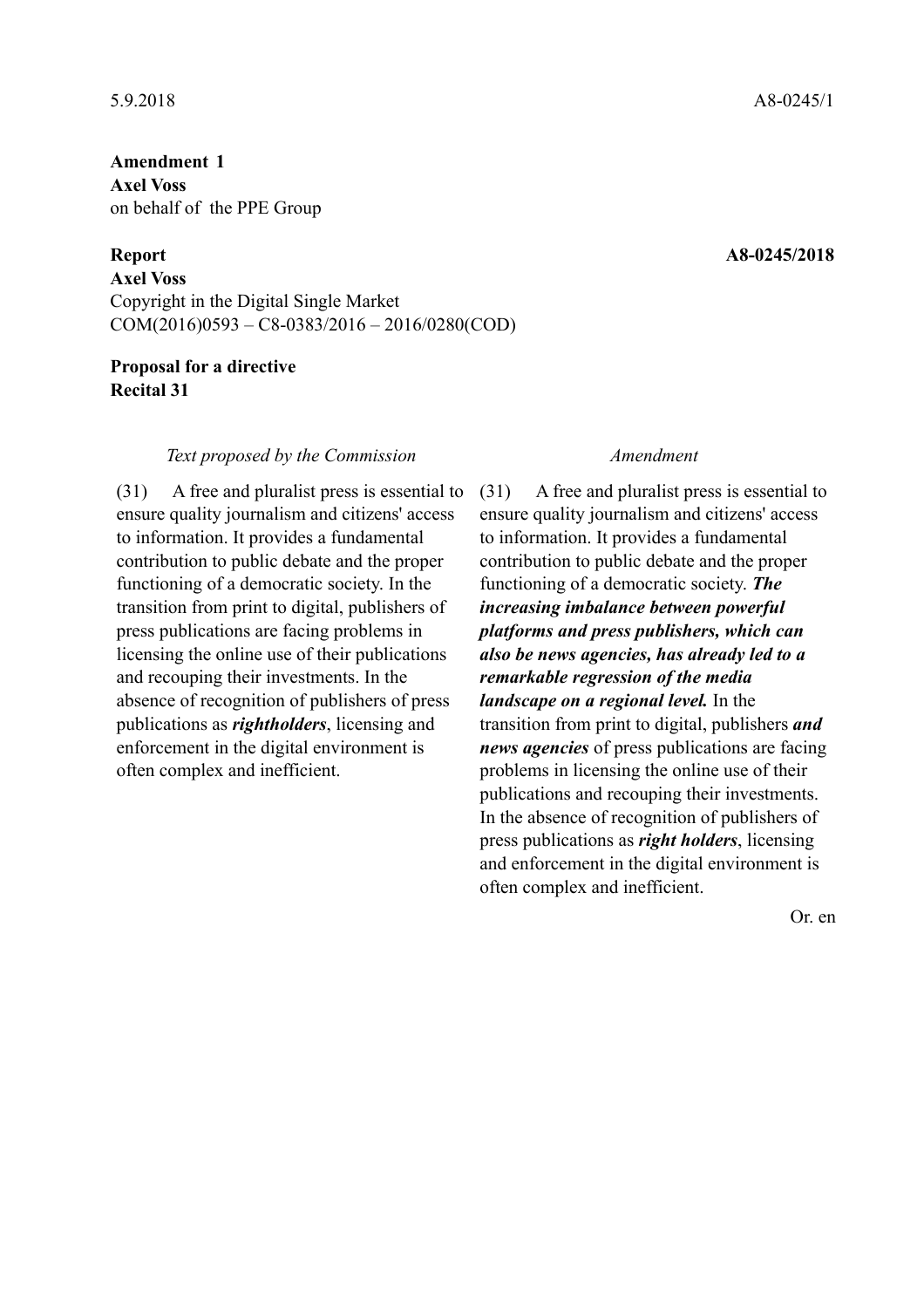5.9.2018 A8-0245/1

**Amendment 1**
**Axel Voss**
on behalf of the PPE Group

**Report** **A8-0245/2018**
**Axel Voss**
Copyright in the Digital Single Market
COM(2016)0593 – C8-0383/2016 – 2016/0280(COD)

**Proposal for a directive**
**Recital 31**

| *Text proposed by the Commission* | *Amendment* |
|---|---|
| (31) A free and pluralist press is essential to ensure quality journalism and citizens' access to information. It provides a fundamental contribution to public debate and the proper functioning of a democratic society. In the transition from print to digital, publishers of press publications are facing problems in licensing the online use of their publications and recouping their investments. In the absence of recognition of publishers of press publications as ***rightholders***, licensing and enforcement in the digital environment is often complex and inefficient. | (31) A free and pluralist press is essential to ensure quality journalism and citizens' access to information. It provides a fundamental contribution to public debate and the proper functioning of a democratic society. ***The increasing imbalance between powerful platforms and press publishers, which can also be news agencies, has already led to a remarkable regression of the media landscape on a regional level.*** In the transition from print to digital, publishers ***and news agencies*** of press publications are facing problems in licensing the online use of their publications and recouping their investments. In the absence of recognition of publishers of press publications as ***right holders***, licensing and enforcement in the digital environment is often complex and inefficient. |

Or. en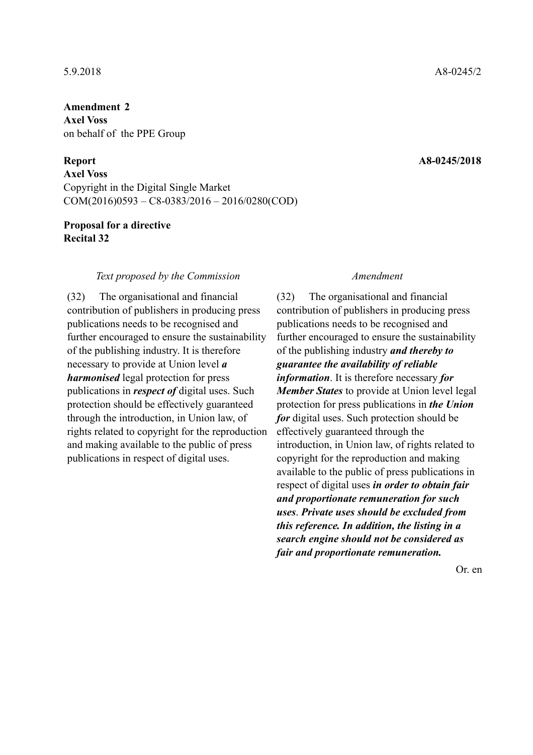5.9.2018 A8-0245/2

**Amendment 2**
**Axel Voss**
on behalf of the PPE Group

**Report** **A8-0245/2018**
**Axel Voss**
Copyright in the Digital Single Market
COM(2016)0593 – C8-0383/2016 – 2016/0280(COD)

**Proposal for a directive**
**Recital 32**

| *Text proposed by the Commission* | *Amendment* |
|---|---|
| (32) The organisational and financial contribution of publishers in producing press publications needs to be recognised and further encouraged to ensure the sustainability of the publishing industry. It is therefore necessary to provide at Union level ***a harmonised*** legal protection for press publications in ***respect of*** digital uses. Such protection should be effectively guaranteed through the introduction, in Union law, of rights related to copyright for the reproduction and making available to the public of press publications in respect of digital uses. | (32) The organisational and financial contribution of publishers in producing press publications needs to be recognised and further encouraged to ensure the sustainability of the publishing industry ***and thereby to guarantee the availability of reliable information***. It is therefore necessary ***for Member States*** to provide at Union level legal protection for press publications in ***the Union for*** digital uses. Such protection should be effectively guaranteed through the introduction, in Union law, of rights related to copyright for the reproduction and making available to the public of press publications in respect of digital uses ***in order to obtain fair and proportionate remuneration for such uses***. ***Private uses should be excluded from this reference. In addition, the listing in a search engine should not be considered as fair and proportionate remuneration.*** |

Or. en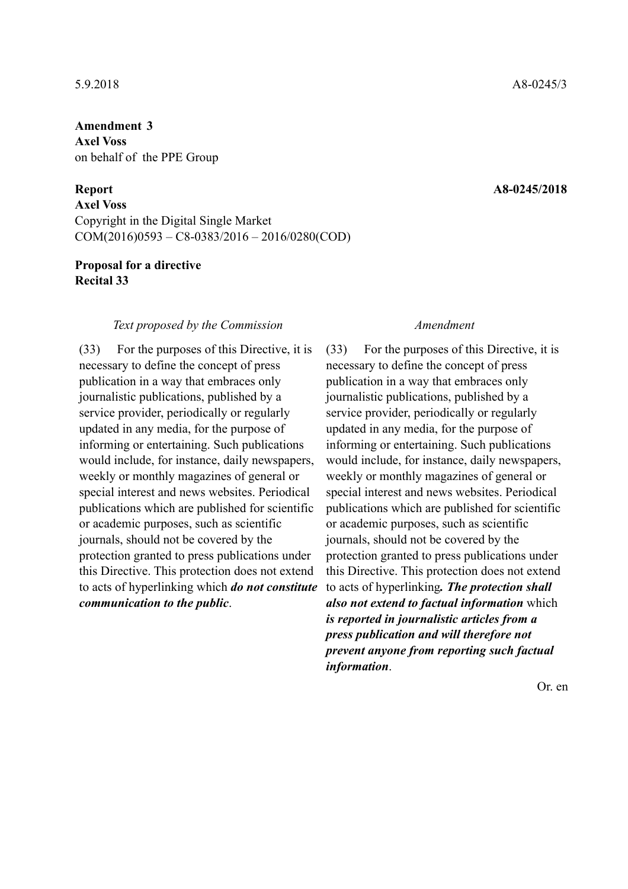5.9.2018 A8-0245/3

**Amendment 3**
**Axel Voss**
on behalf of the PPE Group

**Report** **A8-0245/2018**
**Axel Voss**
Copyright in the Digital Single Market
COM(2016)0593 – C8-0383/2016 – 2016/0280(COD)

**Proposal for a directive**
**Recital 33**

| *Text proposed by the Commission* | *Amendment* |
|---|---|
| (33) For the purposes of this Directive, it is necessary to define the concept of press publication in a way that embraces only journalistic publications, published by a service provider, periodically or regularly updated in any media, for the purpose of informing or entertaining. Such publications would include, for instance, daily newspapers, weekly or monthly magazines of general or special interest and news websites. Periodical publications which are published for scientific or academic purposes, such as scientific journals, should not be covered by the protection granted to press publications under this Directive. This protection does not extend to acts of hyperlinking which ***do not constitute communication to the public***. | (33) For the purposes of this Directive, it is necessary to define the concept of press publication in a way that embraces only journalistic publications, published by a service provider, periodically or regularly updated in any media, for the purpose of informing or entertaining. Such publications would include, for instance, daily newspapers, weekly or monthly magazines of general or special interest and news websites. Periodical publications which are published for scientific or academic purposes, such as scientific journals, should not be covered by the protection granted to press publications under this Directive. This protection does not extend to acts of hyperlinking***. The protection shall also not extend to factual information*** which ***is reported in journalistic articles from a press publication and will therefore not prevent anyone from reporting such factual information***. |

Or. en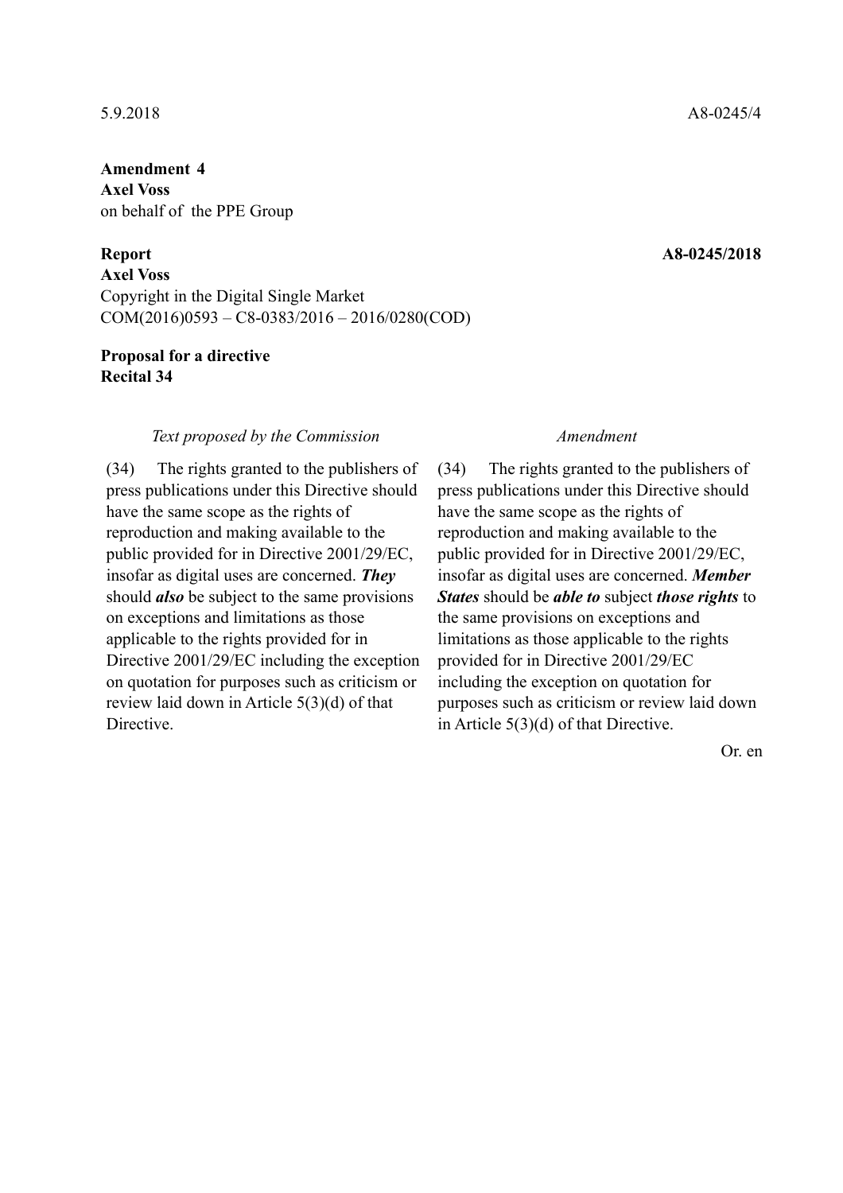5.9.2018 A8-0245/4

**Amendment 4**
**Axel Voss**
on behalf of the PPE Group

**Report** **A8-0245/2018**
**Axel Voss**
Copyright in the Digital Single Market
COM(2016)0593 – C8-0383/2016 – 2016/0280(COD)

**Proposal for a directive**
**Recital 34**

| *Text proposed by the Commission* | *Amendment* |
| --- | --- |
| (34) The rights granted to the publishers of press publications under this Directive should have the same scope as the rights of reproduction and making available to the public provided for in Directive 2001/29/EC, insofar as digital uses are concerned. ***They*** should ***also*** be subject to the same provisions on exceptions and limitations as those applicable to the rights provided for in Directive 2001/29/EC including the exception on quotation for purposes such as criticism or review laid down in Article 5(3)(d) of that Directive. | (34) The rights granted to the publishers of press publications under this Directive should have the same scope as the rights of reproduction and making available to the public provided for in Directive 2001/29/EC, insofar as digital uses are concerned. ***Member States*** should be ***able to*** subject ***those rights*** to the same provisions on exceptions and limitations as those applicable to the rights provided for in Directive 2001/29/EC including the exception on quotation for purposes such as criticism or review laid down in Article 5(3)(d) of that Directive. |

Or. en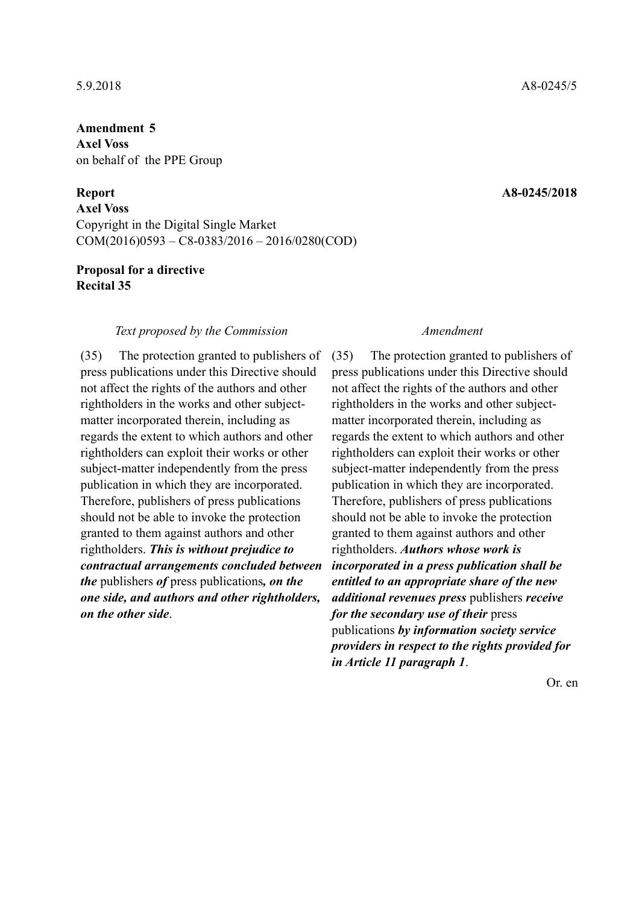5.9.2018 A8-0245/5

**Amendment 5**
**Axel Voss**
on behalf of the PPE Group

**Report** **A8-0245/2018**
**Axel Voss**
Copyright in the Digital Single Market
COM(2016)0593 – C8-0383/2016 – 2016/0280(COD)

**Proposal for a directive**
**Recital 35**

| *Text proposed by the Commission* | *Amendment* |
| --- | --- |
| (35) The protection granted to publishers of press publications under this Directive should not affect the rights of the authors and other rightholders in the works and other subject-matter incorporated therein, including as regards the extent to which authors and other rightholders can exploit their works or other subject-matter independently from the press publication in which they are incorporated. Therefore, publishers of press publications should not be able to invoke the protection granted to them against authors and other rightholders. ***This is without prejudice to contractual arrangements concluded between the*** publishers ***of*** press publications***, on the one side, and authors and other rightholders, on the other side***. | (35) The protection granted to publishers of press publications under this Directive should not affect the rights of the authors and other rightholders in the works and other subject-matter incorporated therein, including as regards the extent to which authors and other rightholders can exploit their works or other subject-matter independently from the press publication in which they are incorporated. Therefore, publishers of press publications should not be able to invoke the protection granted to them against authors and other rightholders. ***Authors whose work is incorporated in a press publication shall be entitled to an appropriate share of the new additional revenues press*** publishers ***receive for the secondary use of their*** press publications ***by information society service providers in respect to the rights provided for in Article 11 paragraph 1***. |

Or. en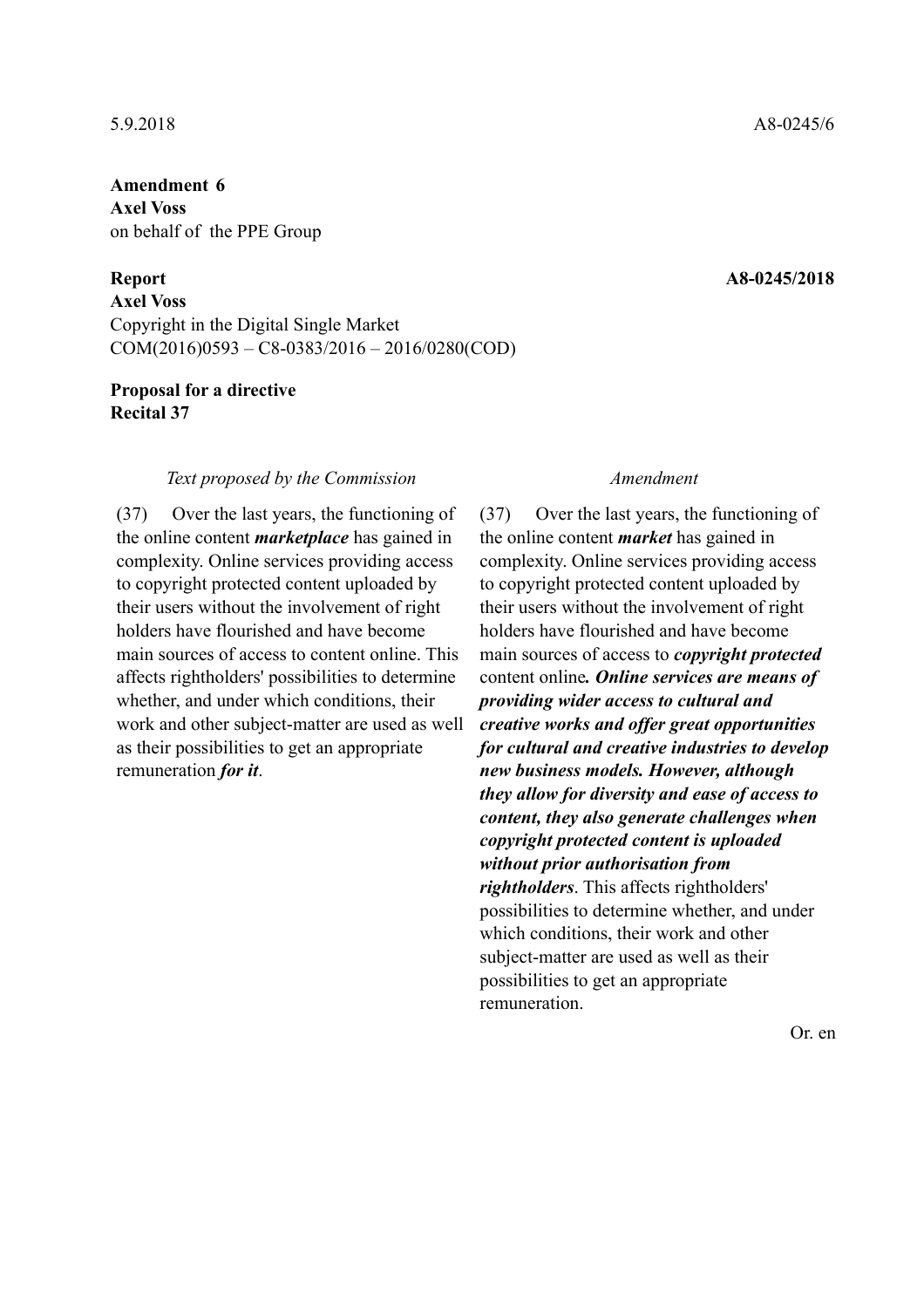5.9.2018 A8-0245/6

**Amendment 6**
**Axel Voss**
on behalf of the PPE Group

**Report** **A8-0245/2018**
**Axel Voss**
Copyright in the Digital Single Market
COM(2016)0593 – C8-0383/2016 – 2016/0280(COD)

**Proposal for a directive**
**Recital 37**

| *Text proposed by the Commission* | *Amendment* |
|---|---|
| (37) Over the last years, the functioning of the online content ***marketplace*** has gained in complexity. Online services providing access to copyright protected content uploaded by their users without the involvement of right holders have flourished and have become main sources of access to content online. This affects rightholders' possibilities to determine whether, and under which conditions, their work and other subject-matter are used as well as their possibilities to get an appropriate remuneration ***for it***. | (37) Over the last years, the functioning of the online content ***market*** has gained in complexity. Online services providing access to copyright protected content uploaded by their users without the involvement of right holders have flourished and have become main sources of access to ***copyright protected*** content online***. Online services are means of providing wider access to cultural and creative works and offer great opportunities for cultural and creative industries to develop new business models. However, although they allow for diversity and ease of access to content, they also generate challenges when copyright protected content is uploaded without prior authorisation from rightholders***. This affects rightholders' possibilities to determine whether, and under which conditions, their work and other subject-matter are used as well as their possibilities to get an appropriate remuneration. |

Or. en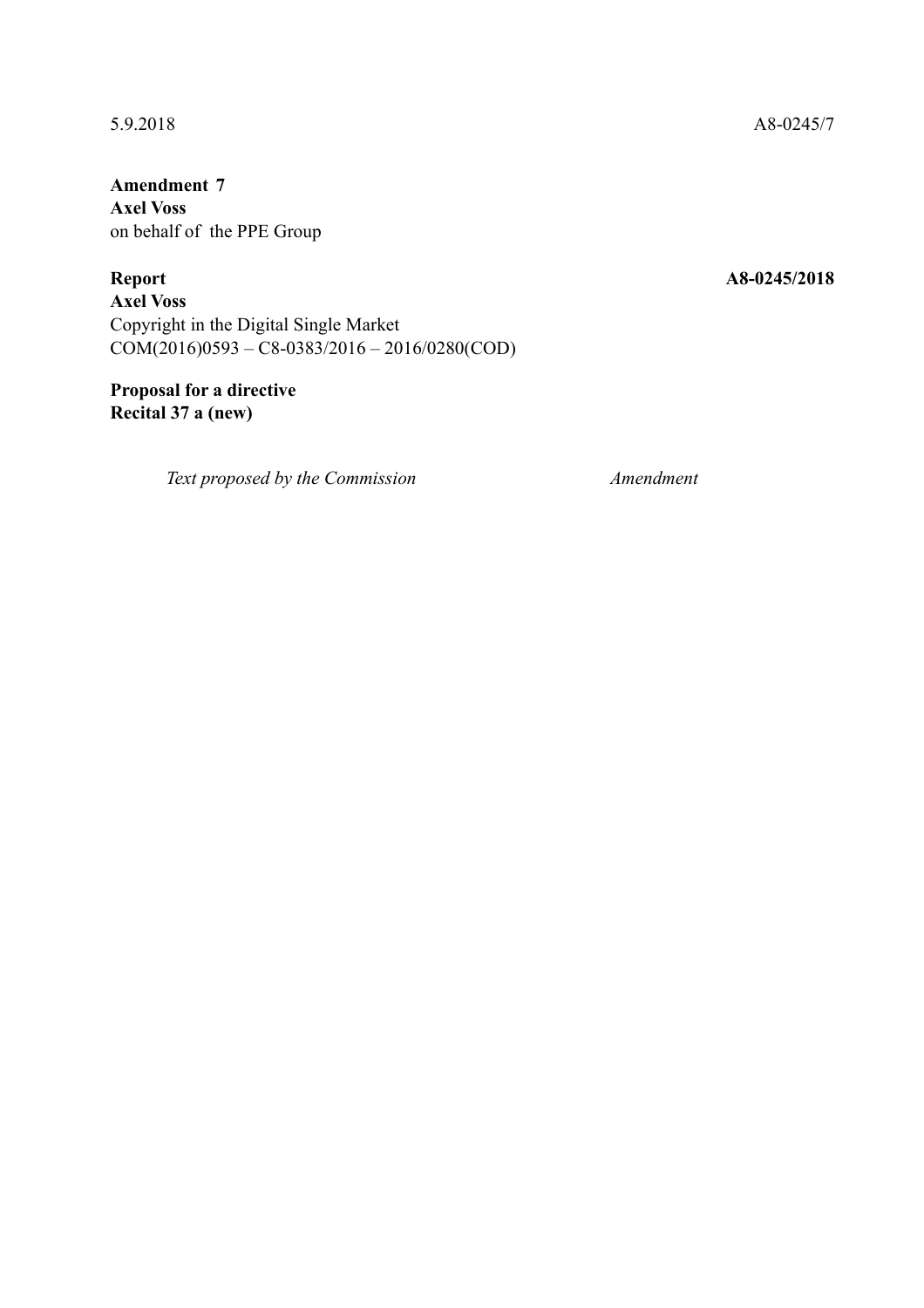5.9.2018 A8-0245/7

**Amendment 7**
**Axel Voss**
on behalf of the PPE Group

**Report** **A8-0245/2018**
**Axel Voss**
Copyright in the Digital Single Market
COM(2016)0593 – C8-0383/2016 – 2016/0280(COD)

**Proposal for a directive**
**Recital 37 a (new)**

| *Text proposed by the Commission* | *Amendment* |
|---|---|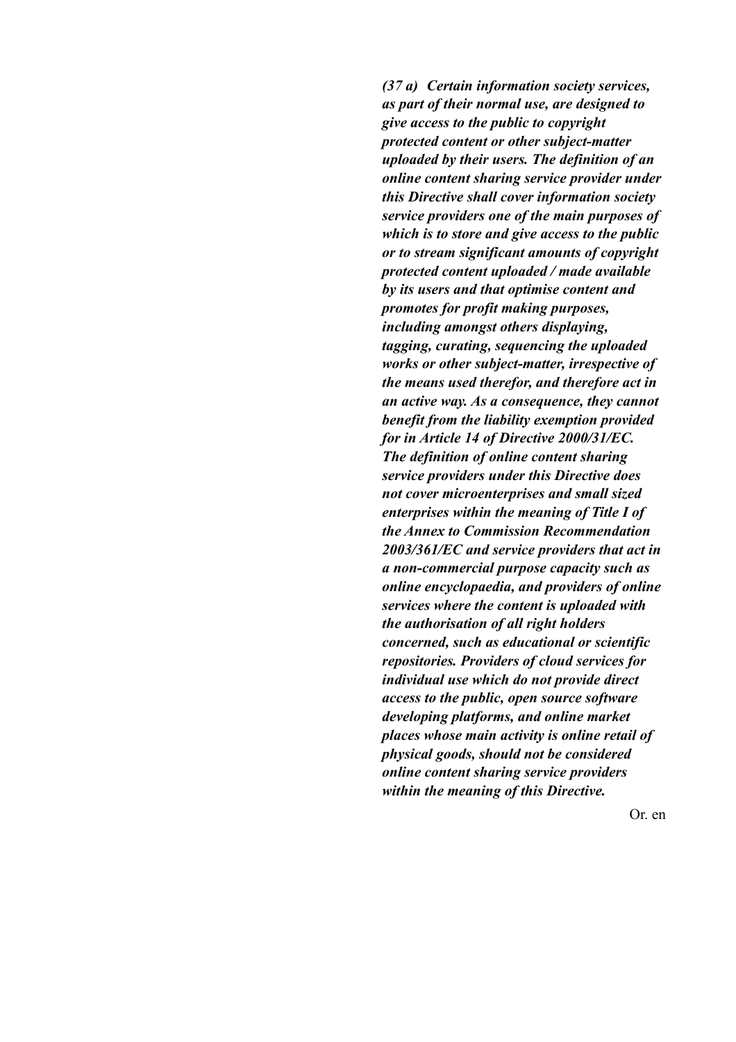***(37 a) Certain information society services, as part of their normal use, are designed to give access to the public to copyright protected content or other subject-matter uploaded by their users. The definition of an online content sharing service provider under this Directive shall cover information society service providers one of the main purposes of which is to store and give access to the public or to stream significant amounts of copyright protected content uploaded / made available by its users and that optimise content and promotes for profit making purposes, including amongst others displaying, tagging, curating, sequencing the uploaded works or other subject-matter, irrespective of the means used therefor, and therefore act in an active way. As a consequence, they cannot benefit from the liability exemption provided for in Article 14 of Directive 2000/31/EC. The definition of online content sharing service providers under this Directive does not cover microenterprises and small sized enterprises within the meaning of Title I of the Annex to Commission Recommendation 2003/361/EC and service providers that act in a non-commercial purpose capacity such as online encyclopaedia, and providers of online services where the content is uploaded with the authorisation of all right holders concerned, such as educational or scientific repositories. Providers of cloud services for individual use which do not provide direct access to the public, open source software developing platforms, and online market places whose main activity is online retail of physical goods, should not be considered online content sharing service providers within the meaning of this Directive.***

Or. en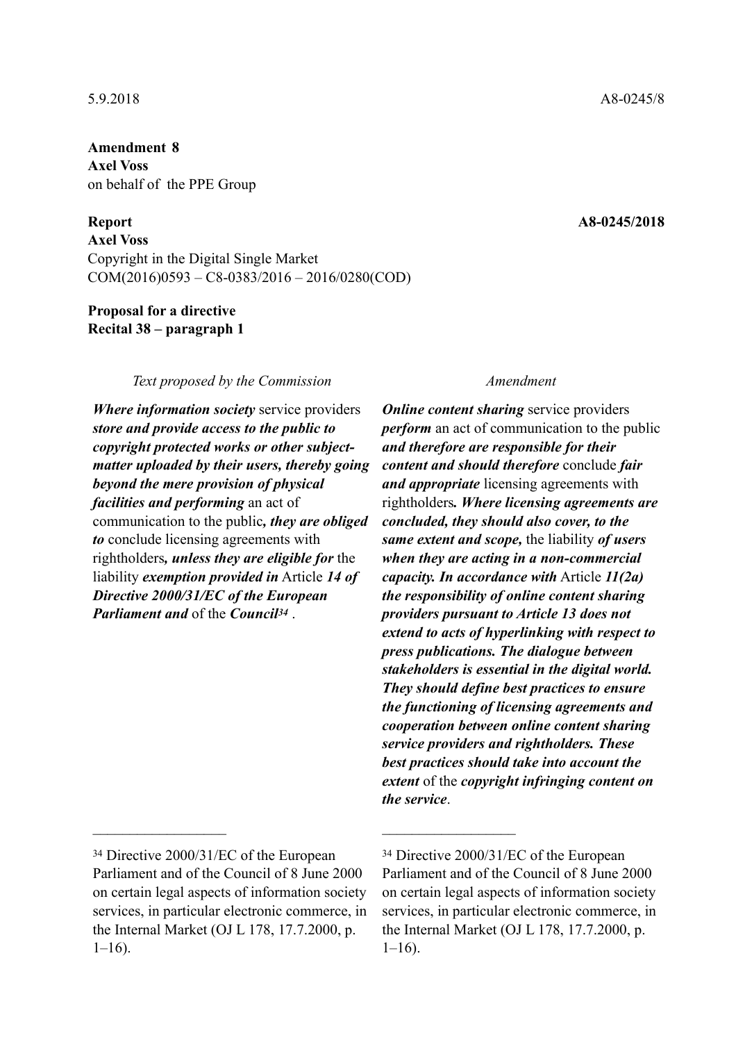5.9.2018 A8-0245/8

**Amendment 8**
**Axel Voss**
on behalf of the PPE Group

**Report** **A8-0245/2018**
**Axel Voss**
Copyright in the Digital Single Market
COM(2016)0593 – C8-0383/2016 – 2016/0280(COD)

**Proposal for a directive**
**Recital 38 – paragraph 1**

| *Text proposed by the Commission* | *Amendment* |
| --- | --- |
| ***Where information society*** service providers ***store and provide access to the public to copyright protected works or other subject-matter uploaded by their users, thereby going beyond the mere provision of physical facilities and performing*** an act of communication to the public***, they are obliged to*** conclude licensing agreements with rightholders***, unless they are eligible for*** the liability ***exemption provided in*** Article ***14 of Directive 2000/31/EC of the European Parliament and*** of the ***Council***[34] . | ***Online content sharing*** service providers ***perform*** an act of communication to the public ***and therefore are responsible for their content and should therefore*** conclude ***fair and appropriate*** licensing agreements with rightholders***. Where licensing agreements are concluded, they should also cover, to the same extent and scope,*** the liability ***of users when they are acting in a non-commercial capacity. In accordance with*** Article ***11(2a) the responsibility of online content sharing providers pursuant to Article 13 does not extend to acts of hyperlinking with respect to press publications. The dialogue between stakeholders is essential in the digital world. They should define best practices to ensure the functioning of licensing agreements and cooperation between online content sharing service providers and rightholders. These best practices should take into account the extent*** of the ***copyright infringing content on the service***. |
| [34] Directive 2000/31/EC of the European Parliament and of the Council of 8 June 2000 on certain legal aspects of information society services, in particular electronic commerce, in the Internal Market (OJ L 178, 17.7.2000, p. 1–16). | [34] Directive 2000/31/EC of the European Parliament and of the Council of 8 June 2000 on certain legal aspects of information society services, in particular electronic commerce, in the Internal Market (OJ L 178, 17.7.2000, p. 1–16). |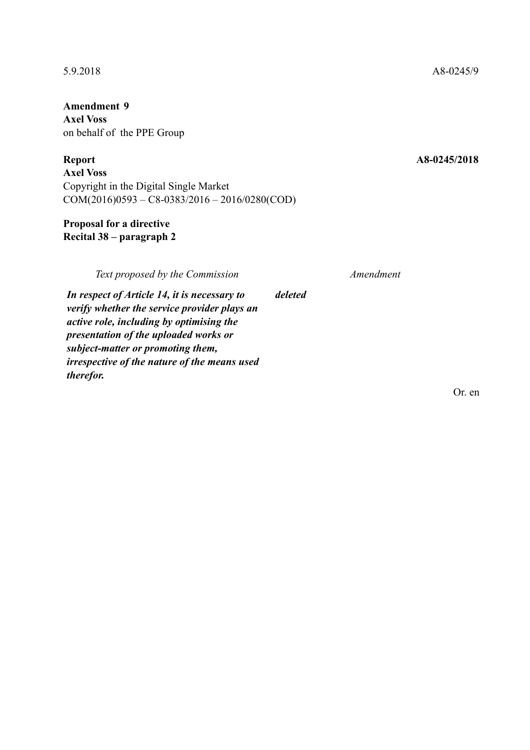5.9.2018 A8-0245/9

**Amendment 9**
**Axel Voss**
on behalf of the PPE Group

**Report** **A8-0245/2018**
**Axel Voss**
Copyright in the Digital Single Market
COM(2016)0593 – C8-0383/2016 – 2016/0280(COD)

**Proposal for a directive**
**Recital 38 – paragraph 2**

| *Text proposed by the Commission* | *Amendment* |
| --- | --- |
| ***In respect of Article 14, it is necessary to verify whether the service provider plays an active role, including by optimising the presentation of the uploaded works or subject-matter or promoting them, irrespective of the nature of the means used therefor.*** | ***deleted*** |

Or. en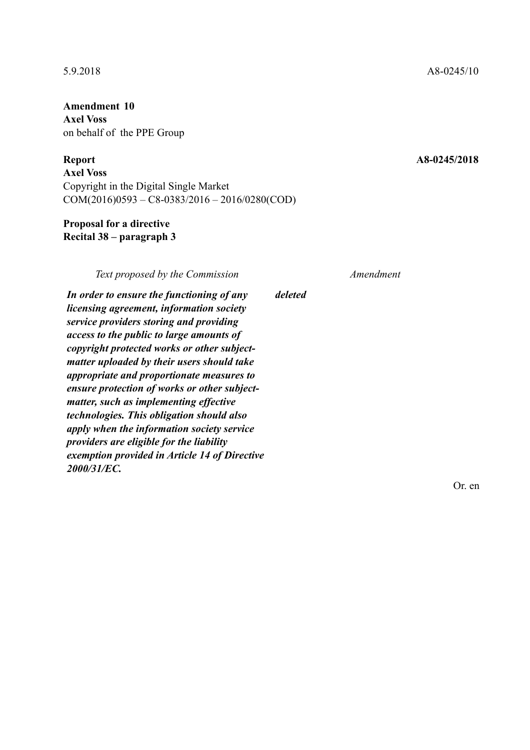5.9.2018 A8-0245/10

**Amendment 10**
**Axel Voss**
on behalf of the PPE Group

**Report** **A8-0245/2018**
**Axel Voss**
Copyright in the Digital Single Market
COM(2016)0593 – C8-0383/2016 – 2016/0280(COD)

**Proposal for a directive**
**Recital 38 – paragraph 3**

| *Text proposed by the Commission* | *Amendment* |
| --- | --- |
| ***In order to ensure the functioning of any licensing agreement, information society service providers storing and providing access to the public to large amounts of copyright protected works or other subject-matter uploaded by their users should take appropriate and proportionate measures to ensure protection of works or other subject-matter, such as implementing effective technologies. This obligation should also apply when the information society service providers are eligible for the liability exemption provided in Article 14 of Directive 2000/31/EC.*** | ***deleted*** |

Or. en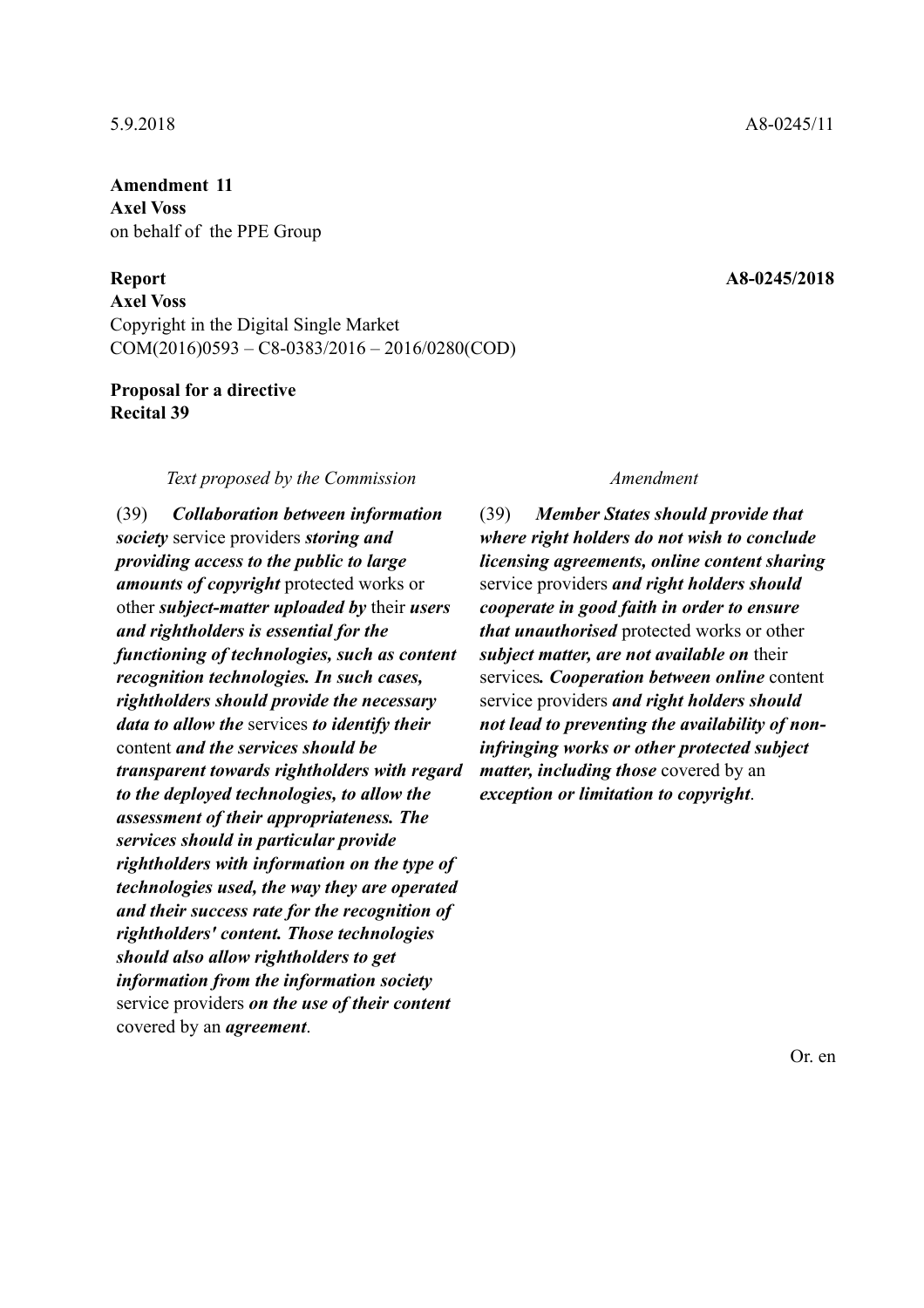5.9.2018 A8-0245/11

**Amendment 11**
**Axel Voss**
on behalf of the PPE Group

**Report** **A8-0245/2018**
**Axel Voss**
Copyright in the Digital Single Market
COM(2016)0593 – C8-0383/2016 – 2016/0280(COD)

**Proposal for a directive**
**Recital 39**

| *Text proposed by the Commission* | *Amendment* |
| --- | --- |
| (39) ***Collaboration between information society*** service providers ***storing and providing access to the public to large amounts of copyright*** protected works or other ***subject-matter uploaded by*** their ***users and rightholders is essential for the functioning of technologies, such as content recognition technologies. In such cases, rightholders should provide the necessary data to allow the*** services ***to identify their*** content ***and the services should be transparent towards rightholders with regard to the deployed technologies, to allow the assessment of their appropriateness. The services should in particular provide rightholders with information on the type of technologies used, the way they are operated and their success rate for the recognition of rightholders' content. Those technologies should also allow rightholders to get information from the information society*** service providers ***on the use of their content*** covered by an ***agreement***. | (39) ***Member States should provide that where right holders do not wish to conclude licensing agreements, online content sharing*** service providers ***and right holders should cooperate in good faith in order to ensure that unauthorised*** protected works or other ***subject matter, are not available on*** their services***. Cooperation between online*** content service providers ***and right holders should not lead to preventing the availability of non-infringing works or other protected subject matter, including those*** covered by an ***exception or limitation to copyright***. |

Or. en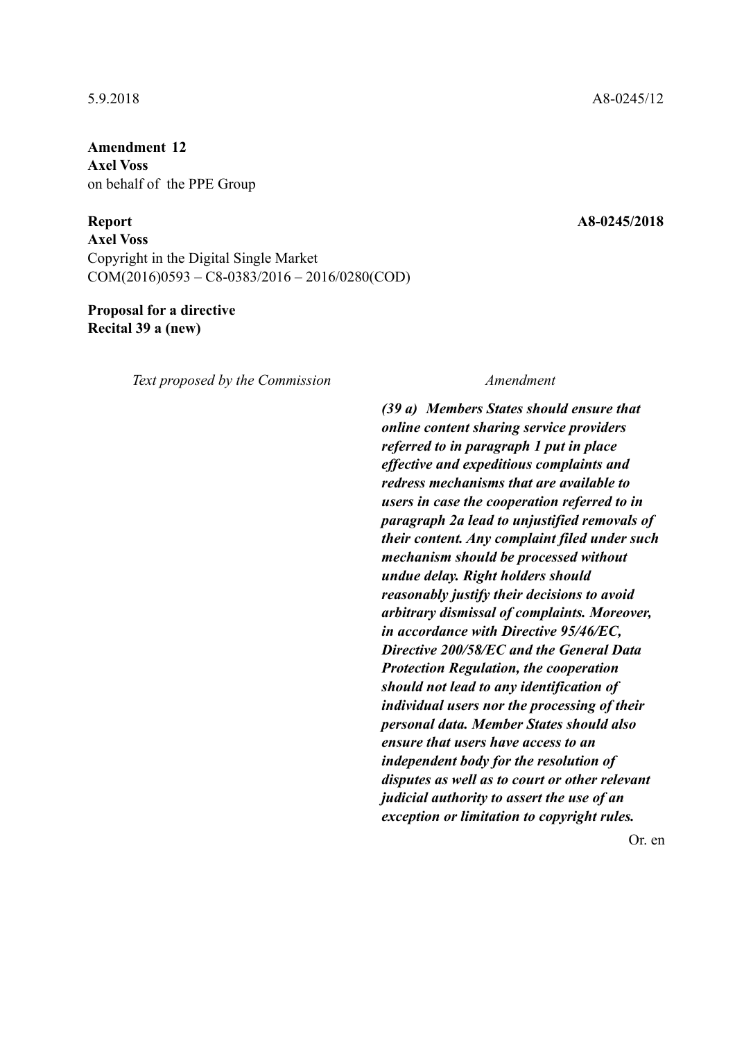5.9.2018 A8-0245/12

**Amendment 12**
**Axel Voss**
on behalf of the PPE Group

**Report** **A8-0245/2018**
**Axel Voss**
Copyright in the Digital Single Market
COM(2016)0593 – C8-0383/2016 – 2016/0280(COD)

**Proposal for a directive**
**Recital 39 a (new)**

| *Text proposed by the Commission* | *Amendment* |
| --- | --- |
| | ***(39 a) Members States should ensure that online content sharing service providers referred to in paragraph 1 put in place effective and expeditious complaints and redress mechanisms that are available to users in case the cooperation referred to in paragraph 2a lead to unjustified removals of their content. Any complaint filed under such mechanism should be processed without undue delay. Right holders should reasonably justify their decisions to avoid arbitrary dismissal of complaints. Moreover, in accordance with Directive 95/46/EC, Directive 200/58/EC and the General Data Protection Regulation, the cooperation should not lead to any identification of individual users nor the processing of their personal data. Member States should also ensure that users have access to an independent body for the resolution of disputes as well as to court or other relevant judicial authority to assert the use of an exception or limitation to copyright rules.*** |

Or. en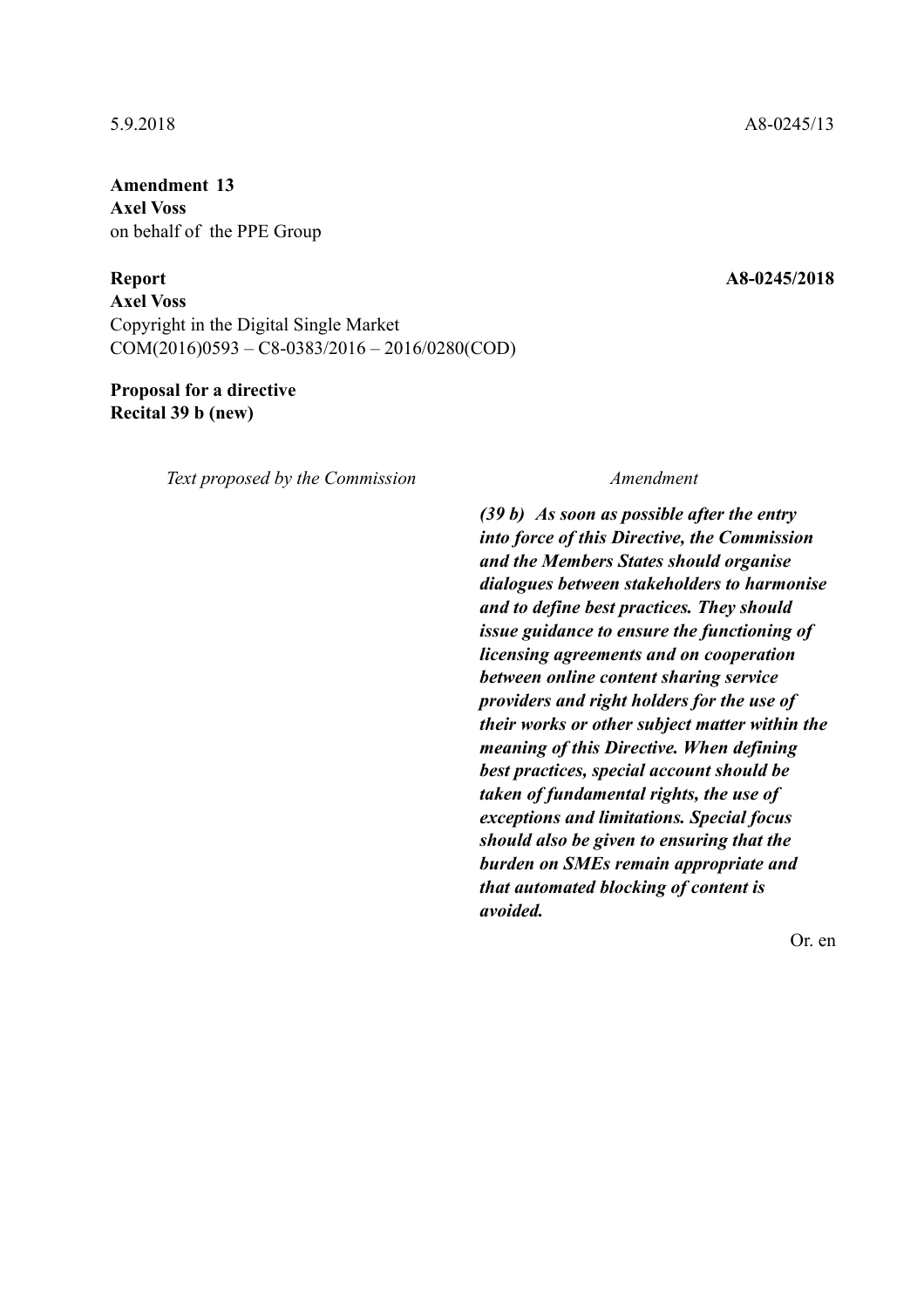5.9.2018 A8-0245/13

**Amendment 13**
**Axel Voss**
on behalf of the PPE Group

**Report** **A8-0245/2018**
**Axel Voss**
Copyright in the Digital Single Market
COM(2016)0593 – C8-0383/2016 – 2016/0280(COD)

**Proposal for a directive**
**Recital 39 b (new)**

| *Text proposed by the Commission* | *Amendment* |
| --- | --- |
| | ***(39 b) As soon as possible after the entry into force of this Directive, the Commission and the Members States should organise dialogues between stakeholders to harmonise and to define best practices. They should issue guidance to ensure the functioning of licensing agreements and on cooperation between online content sharing service providers and right holders for the use of their works or other subject matter within the meaning of this Directive. When defining best practices, special account should be taken of fundamental rights, the use of exceptions and limitations. Special focus should also be given to ensuring that the burden on SMEs remain appropriate and that automated blocking of content is avoided.*** |

Or. en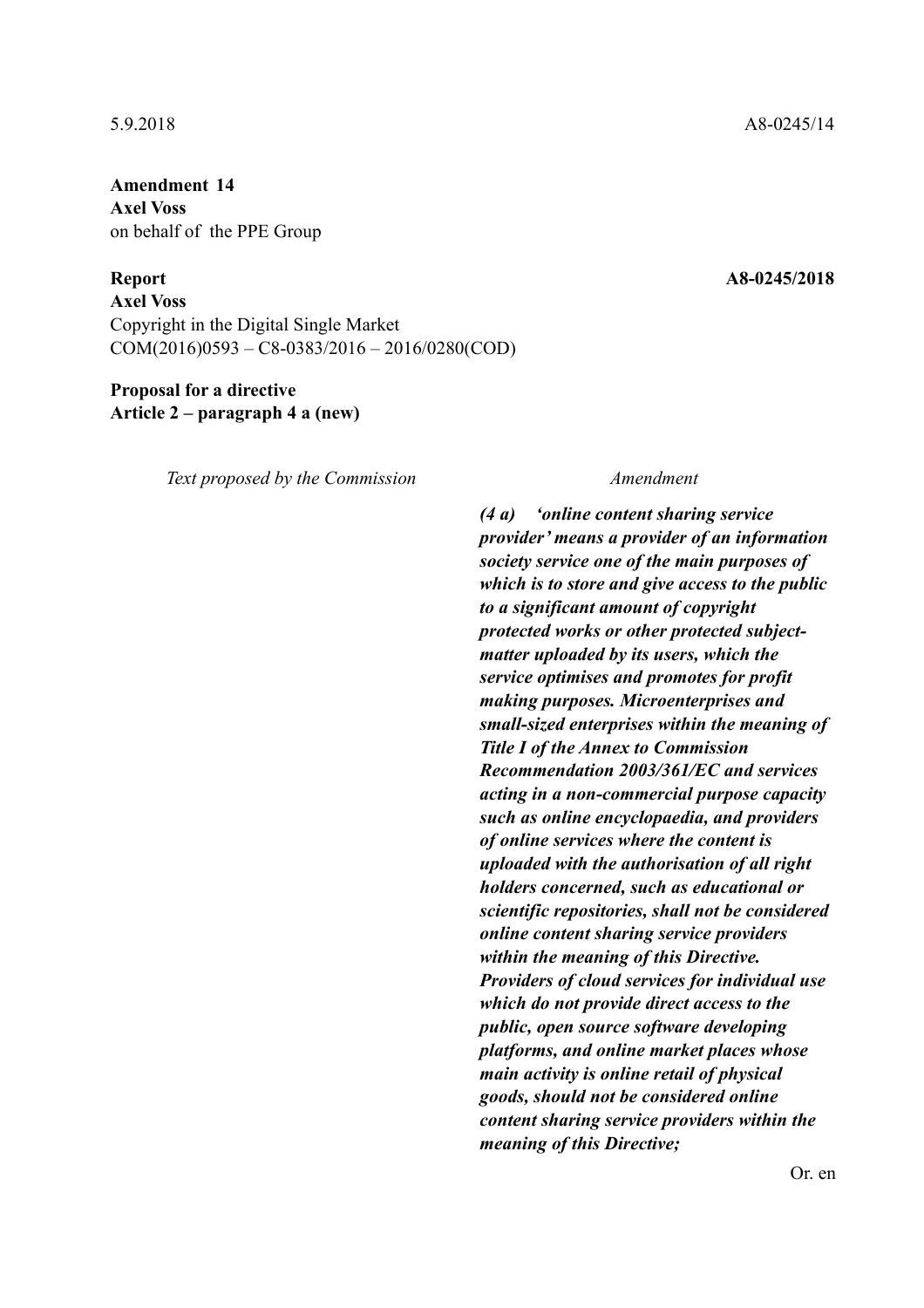5.9.2018 A8-0245/14

**Amendment 14**
**Axel Voss**
on behalf of the PPE Group

**Report** **A8-0245/2018**
**Axel Voss**
Copyright in the Digital Single Market
COM(2016)0593 – C8-0383/2016 – 2016/0280(COD)

**Proposal for a directive**
**Article 2 – paragraph 4 a (new)**

| *Text proposed by the Commission* | *Amendment* |
|---|---|
| | ***(4 a) 'online content sharing service provider' means a provider of an information society service one of the main purposes of which is to store and give access to the public to a significant amount of copyright protected works or other protected subject-matter uploaded by its users, which the service optimises and promotes for profit making purposes. Microenterprises and small-sized enterprises within the meaning of Title I of the Annex to Commission Recommendation 2003/361/EC and services acting in a non-commercial purpose capacity such as online encyclopaedia, and providers of online services where the content is uploaded with the authorisation of all right holders concerned, such as educational or scientific repositories, shall not be considered online content sharing service providers within the meaning of this Directive. Providers of cloud services for individual use which do not provide direct access to the public, open source software developing platforms, and online market places whose main activity is online retail of physical goods, should not be considered online content sharing service providers within the meaning of this Directive;*** |

Or. en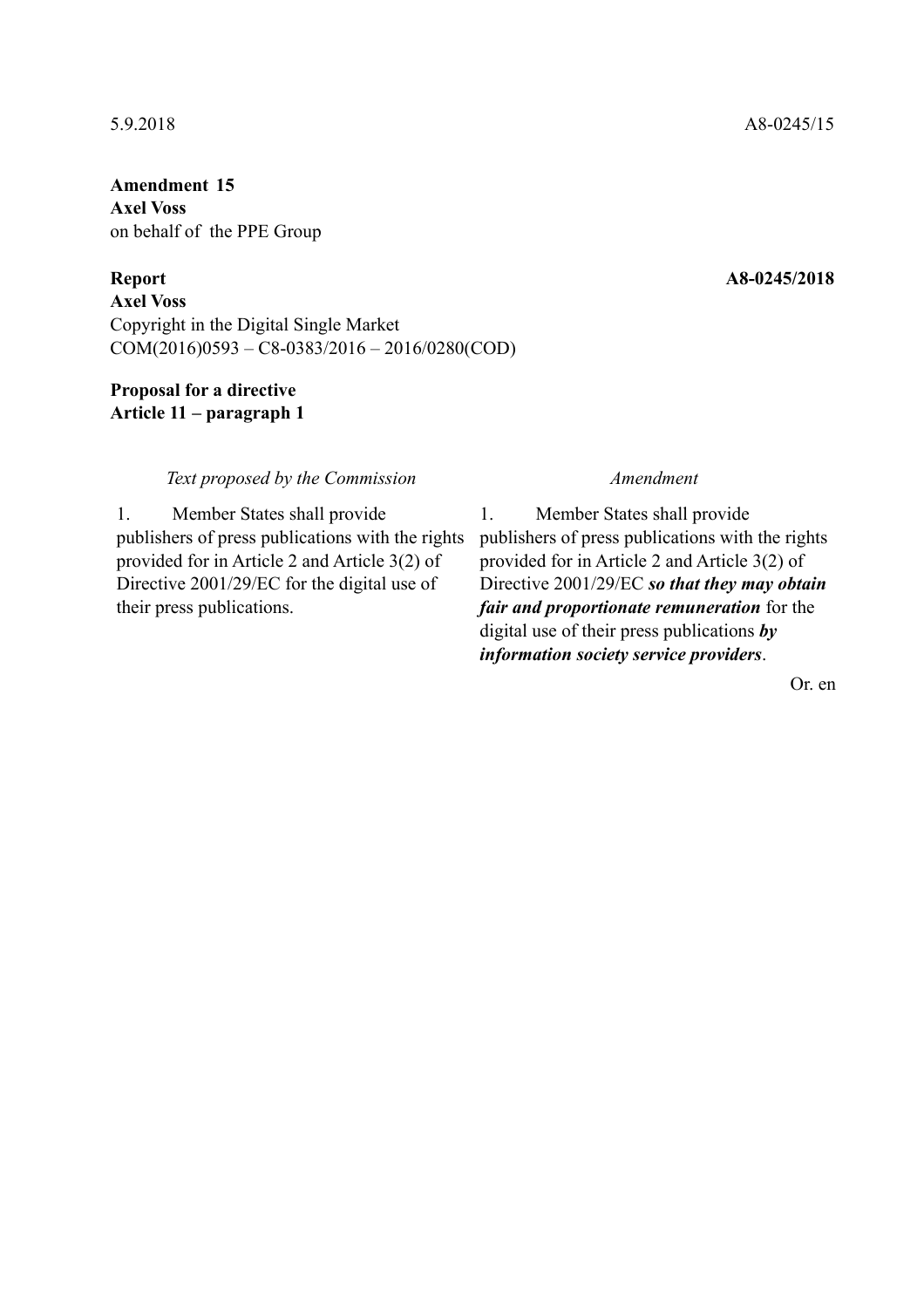5.9.2018 A8-0245/15

**Amendment 15**
**Axel Voss**
on behalf of the PPE Group

**Report** **A8-0245/2018**
**Axel Voss**
Copyright in the Digital Single Market
COM(2016)0593 – C8-0383/2016 – 2016/0280(COD)

**Proposal for a directive**
**Article 11 – paragraph 1**

| *Text proposed by the Commission* | *Amendment* |
|---|---|
| 1. Member States shall provide publishers of press publications with the rights provided for in Article 2 and Article 3(2) of Directive 2001/29/EC for the digital use of their press publications. | 1. Member States shall provide publishers of press publications with the rights provided for in Article 2 and Article 3(2) of Directive 2001/29/EC ***so that they may obtain fair and proportionate remuneration*** for the digital use of their press publications ***by information society service providers***. |

Or. en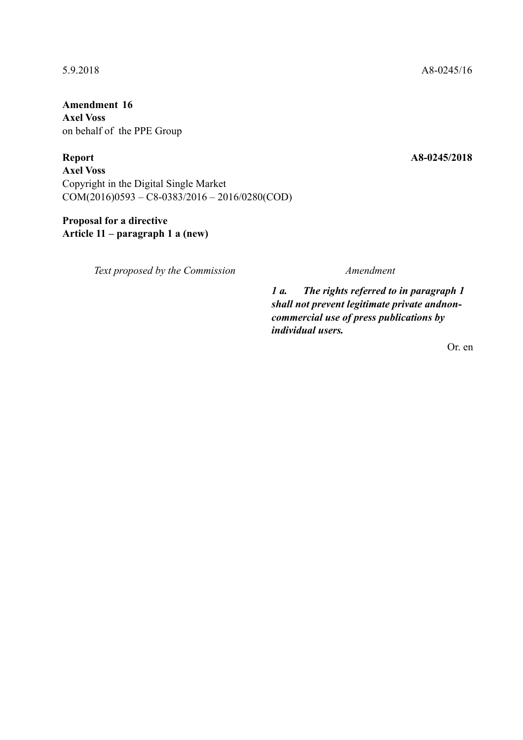5.9.2018 A8-0245/16

**Amendment 16**
**Axel Voss**
on behalf of the PPE Group

**Report** **A8-0245/2018**
**Axel Voss**
Copyright in the Digital Single Market
COM(2016)0593 – C8-0383/2016 – 2016/0280(COD)

**Proposal for a directive**
**Article 11 – paragraph 1 a (new)**

| *Text proposed by the Commission* | *Amendment* |
| --- | --- |
| | ***1 a. The rights referred to in paragraph 1 shall not prevent legitimate private andnon-commercial use of press publications by individual users.*** |

Or. en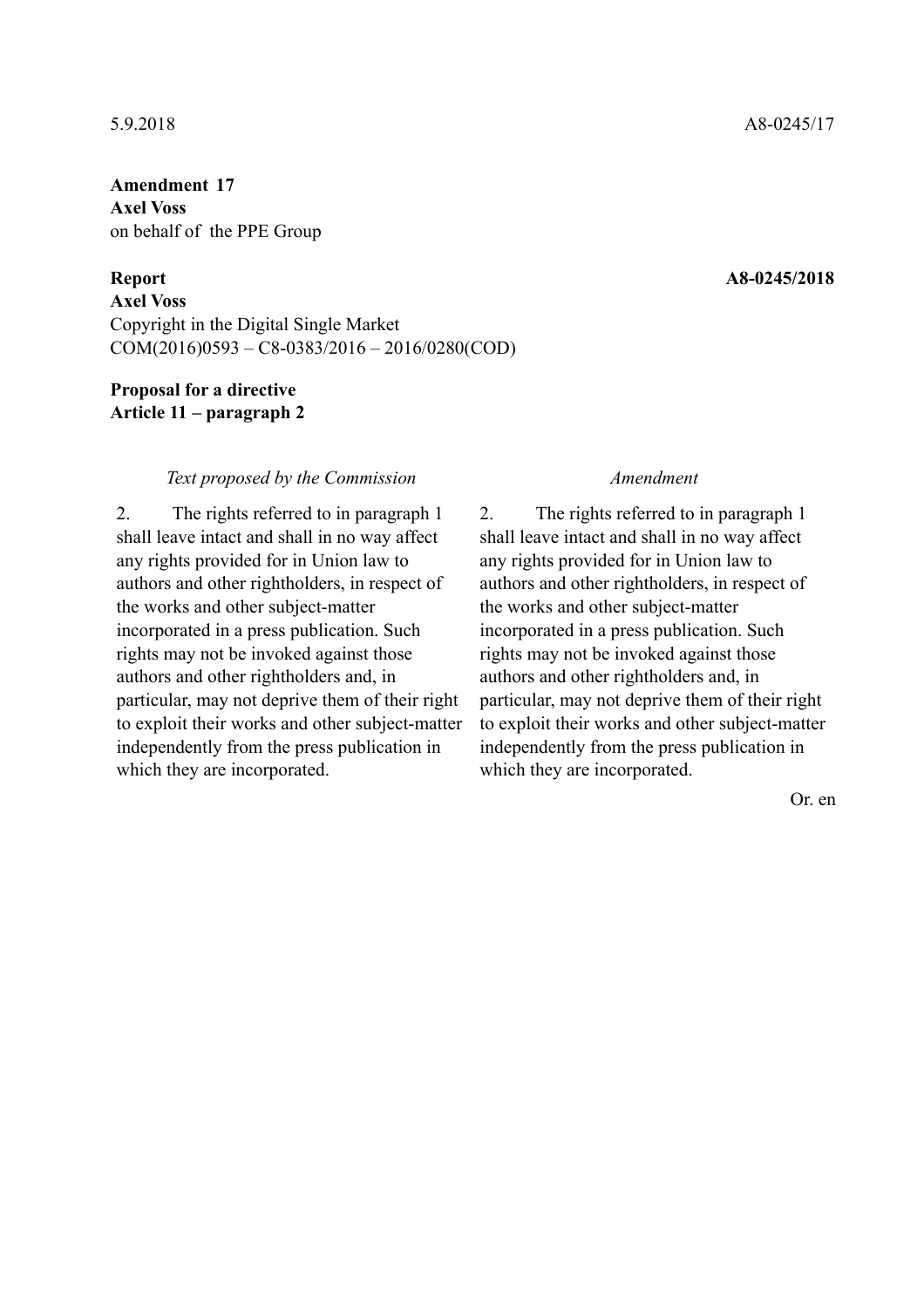5.9.2018 A8-0245/17

**Amendment 17**
**Axel Voss**
on behalf of the PPE Group

**Report** **A8-0245/2018**
**Axel Voss**
Copyright in the Digital Single Market
COM(2016)0593 – C8-0383/2016 – 2016/0280(COD)

**Proposal for a directive**
**Article 11 – paragraph 2**

| *Text proposed by the Commission* | *Amendment* |
| --- | --- |
| 2. The rights referred to in paragraph 1 shall leave intact and shall in no way affect any rights provided for in Union law to authors and other rightholders, in respect of the works and other subject-matter incorporated in a press publication. Such rights may not be invoked against those authors and other rightholders and, in particular, may not deprive them of their right to exploit their works and other subject-matter independently from the press publication in which they are incorporated. | 2. The rights referred to in paragraph 1 shall leave intact and shall in no way affect any rights provided for in Union law to authors and other rightholders, in respect of the works and other subject-matter incorporated in a press publication. Such rights may not be invoked against those authors and other rightholders and, in particular, may not deprive them of their right to exploit their works and other subject-matter independently from the press publication in which they are incorporated. |

Or. en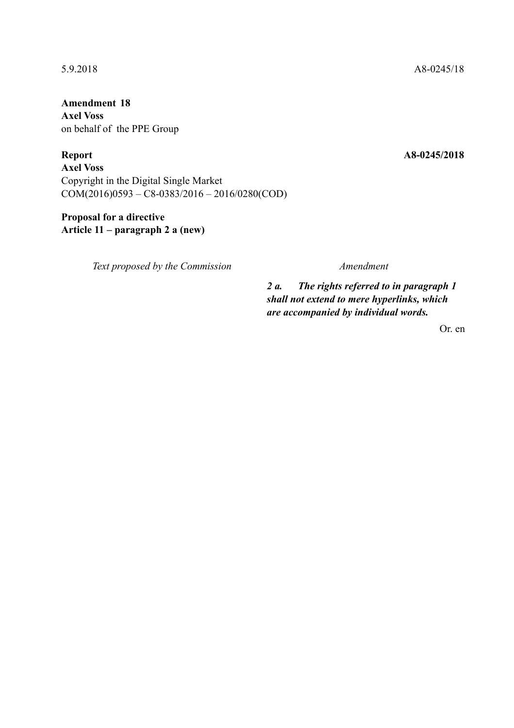5.9.2018 A8-0245/18

**Amendment 18**
**Axel Voss**
on behalf of the PPE Group

**Report** **A8-0245/2018**
**Axel Voss**
Copyright in the Digital Single Market
COM(2016)0593 – C8-0383/2016 – 2016/0280(COD)

**Proposal for a directive**
**Article 11 – paragraph 2 a (new)**

| *Text proposed by the Commission* | *Amendment* |
|---|---|
| | ***2 a. The rights referred to in paragraph 1 shall not extend to mere hyperlinks, which are accompanied by individual words.*** |

Or. en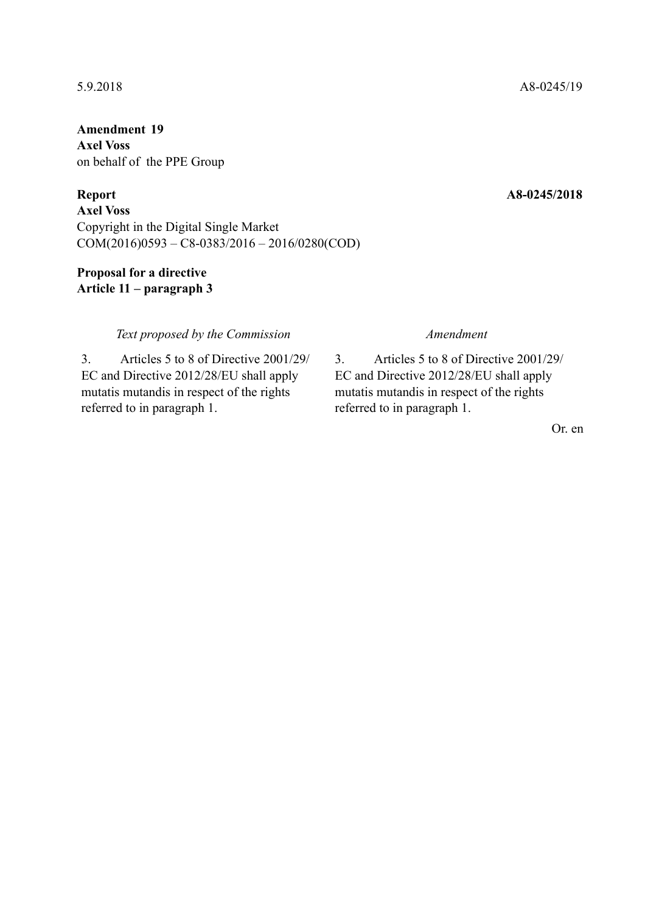5.9.2018 A8-0245/19

**Amendment 19**
**Axel Voss**
on behalf of the PPE Group

**Report** **A8-0245/2018**
**Axel Voss**
Copyright in the Digital Single Market
COM(2016)0593 – C8-0383/2016 – 2016/0280(COD)

**Proposal for a directive**
**Article 11 – paragraph 3**

| *Text proposed by the Commission* | *Amendment* |
| --- | --- |
| 3. Articles 5 to 8 of Directive 2001/29/EC and Directive 2012/28/EU shall apply mutatis mutandis in respect of the rights referred to in paragraph 1. | 3. Articles 5 to 8 of Directive 2001/29/EC and Directive 2012/28/EU shall apply mutatis mutandis in respect of the rights referred to in paragraph 1. |

Or. en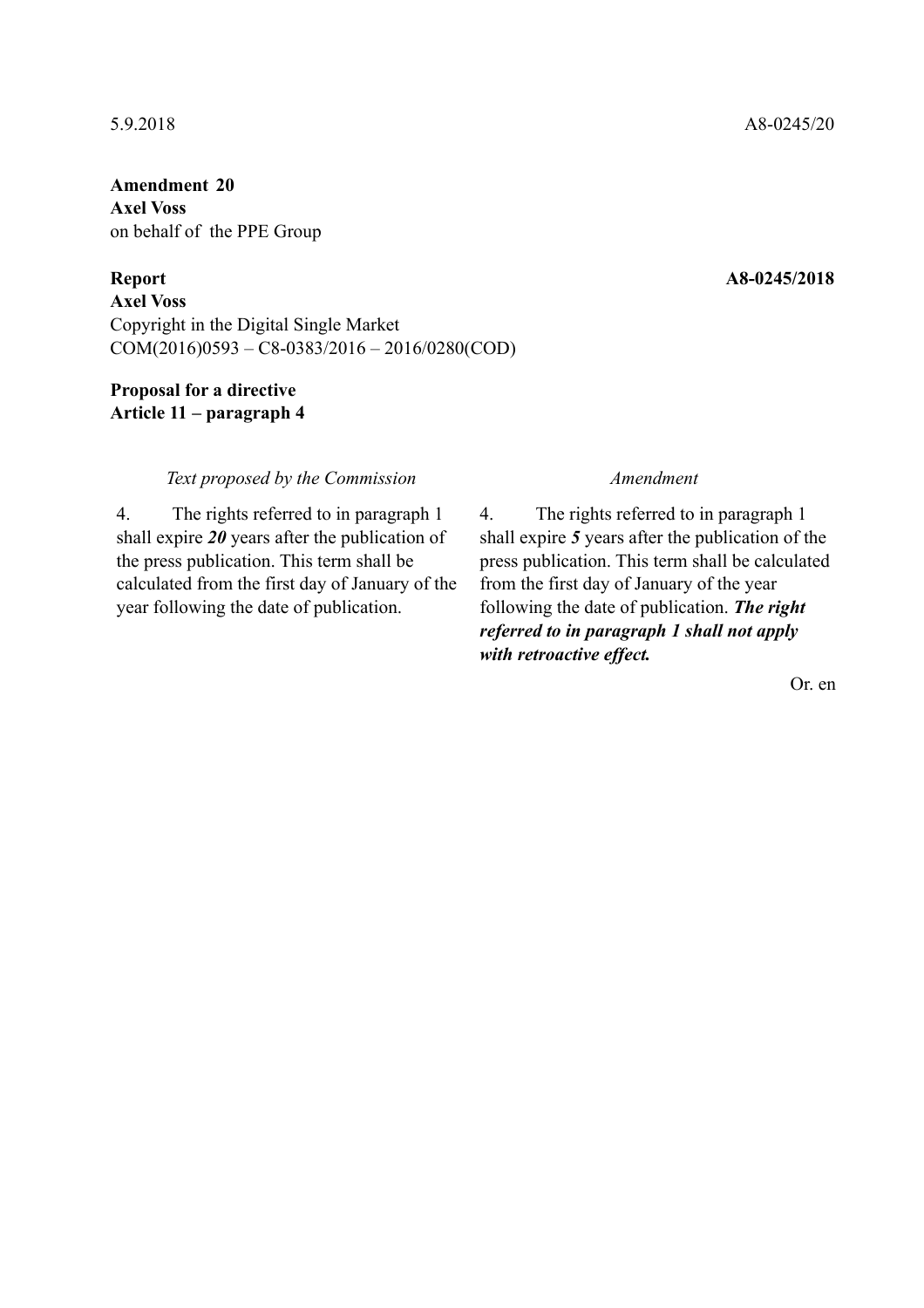5.9.2018 A8-0245/20

**Amendment 20**
**Axel Voss**
on behalf of the PPE Group

**Report** **A8-0245/2018**
**Axel Voss**
Copyright in the Digital Single Market
COM(2016)0593 – C8-0383/2016 – 2016/0280(COD)

**Proposal for a directive**
**Article 11 – paragraph 4**

| *Text proposed by the Commission* | *Amendment* |
| --- | --- |
| 4. The rights referred to in paragraph 1 shall expire ***20*** years after the publication of the press publication. This term shall be calculated from the first day of January of the year following the date of publication. | 4. The rights referred to in paragraph 1 shall expire ***5*** years after the publication of the press publication. This term shall be calculated from the first day of January of the year following the date of publication. ***The right referred to in paragraph 1 shall not apply with retroactive effect.*** |

Or. en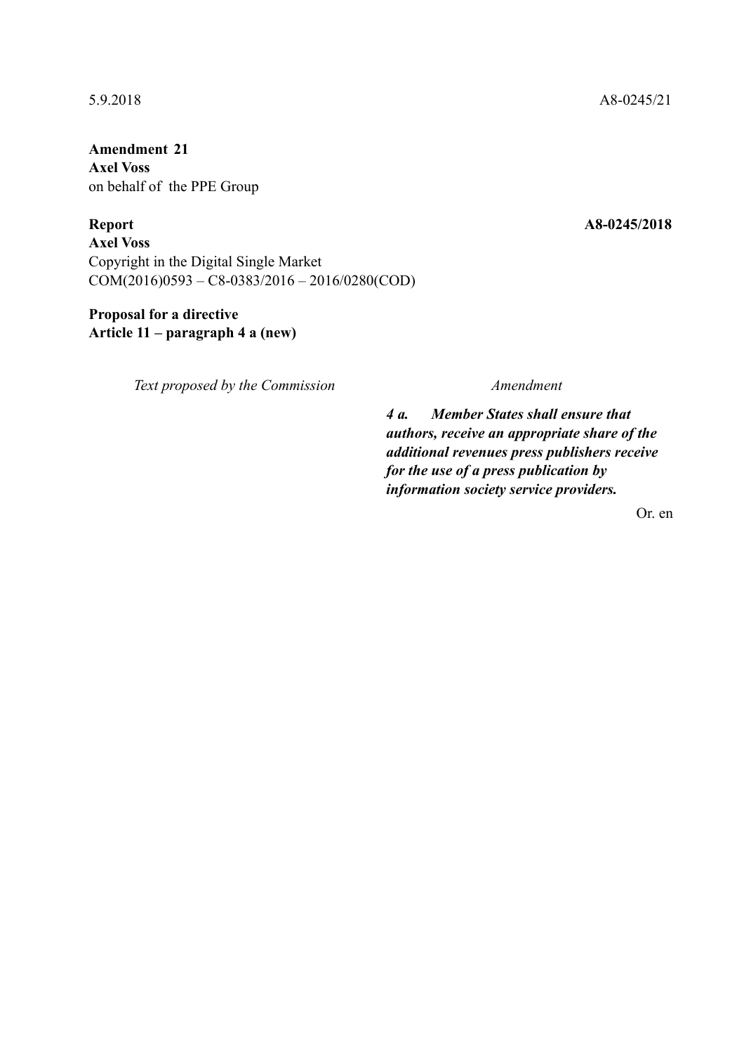5.9.2018 A8-0245/21

**Amendment 21**
**Axel Voss**
on behalf of the PPE Group

**Report** **A8-0245/2018**
**Axel Voss**
Copyright in the Digital Single Market
COM(2016)0593 – C8-0383/2016 – 2016/0280(COD)

**Proposal for a directive**
**Article 11 – paragraph 4 a (new)**

| *Text proposed by the Commission* | *Amendment* |
|---|---|
| | ***4 a. Member States shall ensure that authors, receive an appropriate share of the additional revenues press publishers receive for the use of a press publication by information society service providers.*** |

Or. en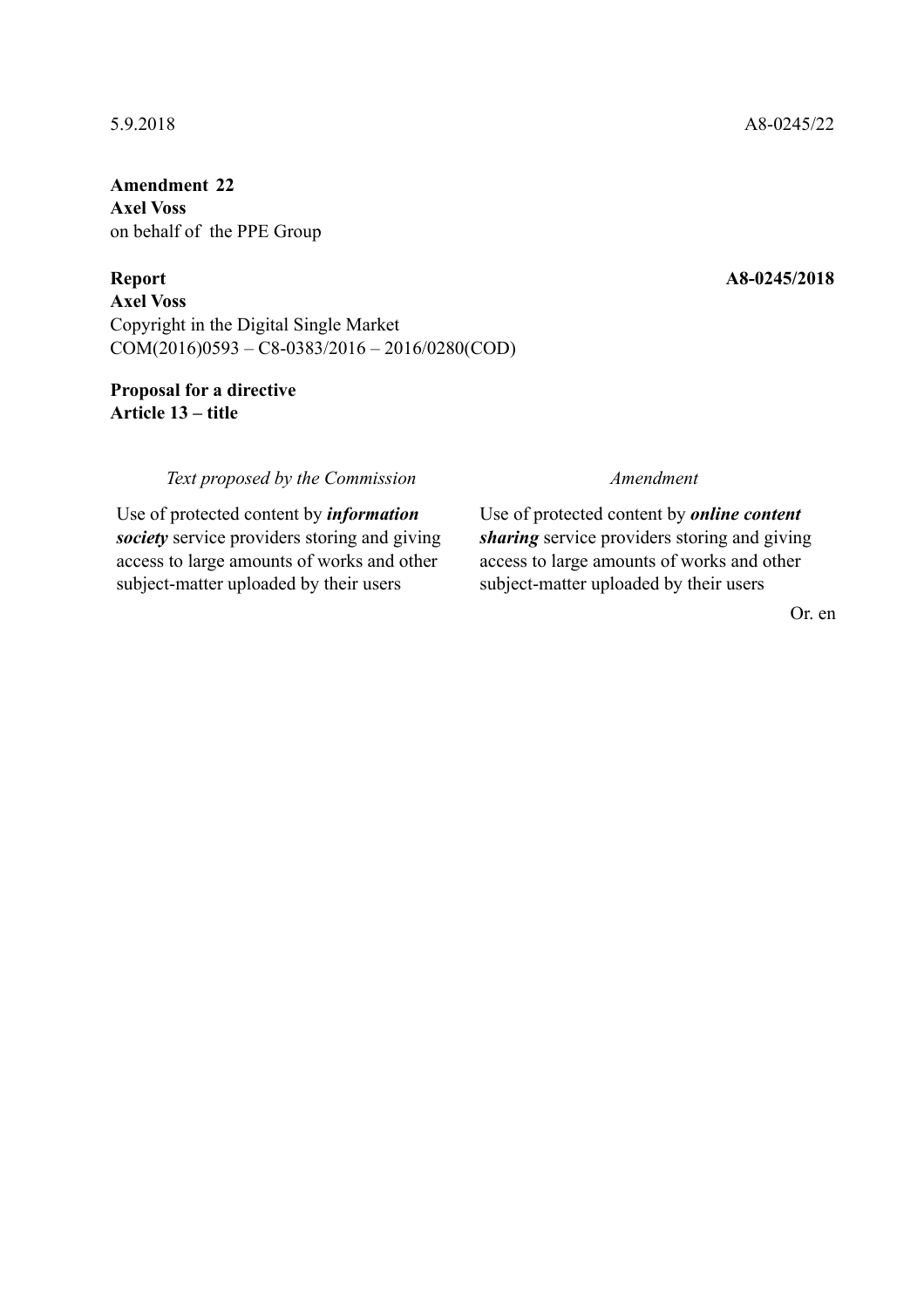5.9.2018 A8-0245/22

**Amendment 22**
**Axel Voss**
on behalf of the PPE Group

**Report** **A8-0245/2018**
**Axel Voss**
Copyright in the Digital Single Market
COM(2016)0593 – C8-0383/2016 – 2016/0280(COD)

**Proposal for a directive**
**Article 13 – title**

| *Text proposed by the Commission* | *Amendment* |
| --- | --- |
| Use of protected content by ***information society*** service providers storing and giving access to large amounts of works and other subject-matter uploaded by their users | Use of protected content by ***online content sharing*** service providers storing and giving access to large amounts of works and other subject-matter uploaded by their users |

Or. en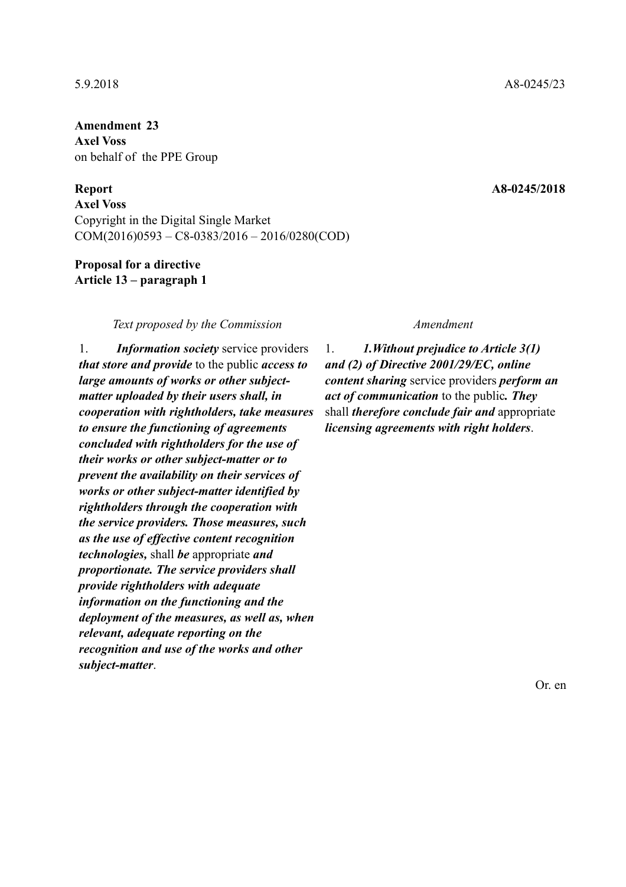5.9.2018 A8-0245/23

**Amendment 23**
**Axel Voss**
on behalf of the PPE Group

**Report** **A8-0245/2018**
**Axel Voss**
Copyright in the Digital Single Market
COM(2016)0593 – C8-0383/2016 – 2016/0280(COD)

**Proposal for a directive**
**Article 13 – paragraph 1**

| *Text proposed by the Commission* | *Amendment* |
|---|---|
| 1. ***Information society*** service providers ***that store and provide*** to the public ***access to large amounts of works or other subject-matter uploaded by their users shall, in cooperation with rightholders, take measures to ensure the functioning of agreements concluded with rightholders for the use of their works or other subject-matter or to prevent the availability on their services of works or other subject-matter identified by rightholders through the cooperation with the service providers. Those measures, such as the use of effective content recognition technologies,*** shall ***be*** appropriate ***and proportionate. The service providers shall provide rightholders with adequate information on the functioning and the deployment of the measures, as well as, when relevant, adequate reporting on the recognition and use of the works and other subject-matter***. | 1. ***1.Without prejudice to Article 3(1) and (2) of Directive 2001/29/EC, online content sharing*** service providers ***perform an act of communication*** to the public***. They*** shall ***therefore conclude fair and*** appropriate ***licensing agreements with right holders***. |

Or. en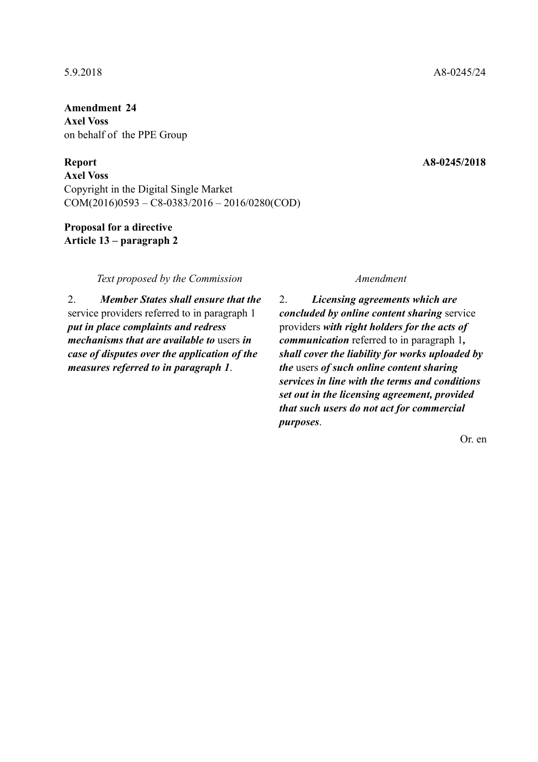5.9.2018 A8-0245/24

**Amendment 24**
**Axel Voss**
on behalf of the PPE Group

**Report** **A8-0245/2018**
**Axel Voss**
Copyright in the Digital Single Market
COM(2016)0593 – C8-0383/2016 – 2016/0280(COD)

**Proposal for a directive**
**Article 13 – paragraph 2**

| *Text proposed by the Commission* | *Amendment* |
| --- | --- |
| 2. ***Member States shall ensure that the*** service providers referred to in paragraph 1 ***put in place complaints and redress mechanisms that are available to*** users ***in case of disputes over the application of the measures referred to in paragraph 1***. | 2. ***Licensing agreements which are concluded by online content sharing*** service providers ***with right holders for the acts of communication*** referred to in paragraph 1***, shall cover the liability for works uploaded by the*** users ***of such online content sharing services in line with the terms and conditions set out in the licensing agreement, provided that such users do not act for commercial purposes***. |

Or. en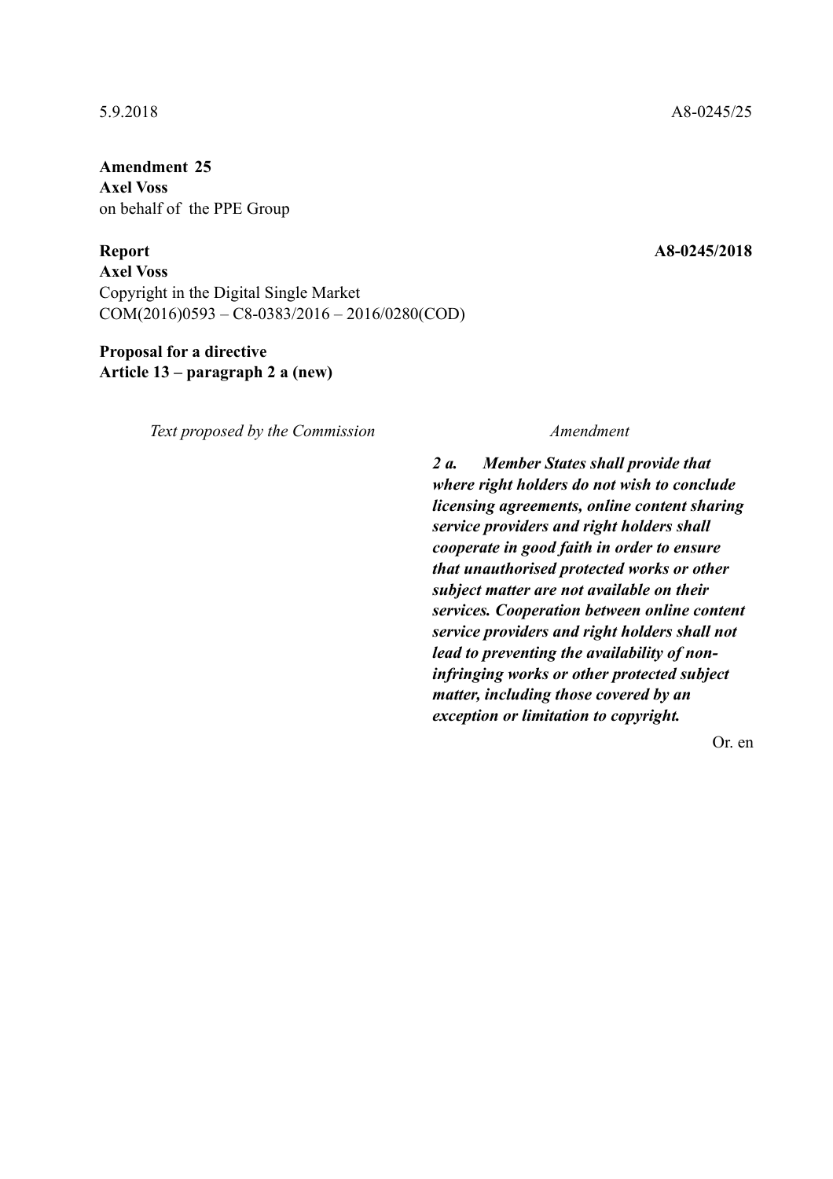5.9.2018 A8-0245/25

**Amendment 25**
**Axel Voss**
on behalf of the PPE Group

**Report** **A8-0245/2018**
**Axel Voss**
Copyright in the Digital Single Market
COM(2016)0593 – C8-0383/2016 – 2016/0280(COD)

**Proposal for a directive**
**Article 13 – paragraph 2 a (new)**

| *Text proposed by the Commission* | *Amendment* |
|---|---|
| | ***2 a. Member States shall provide that where right holders do not wish to conclude licensing agreements, online content sharing service providers and right holders shall cooperate in good faith in order to ensure that unauthorised protected works or other subject matter are not available on their services. Cooperation between online content service providers and right holders shall not lead to preventing the availability of non-infringing works or other protected subject matter, including those covered by an exception or limitation to copyright.*** |

Or. en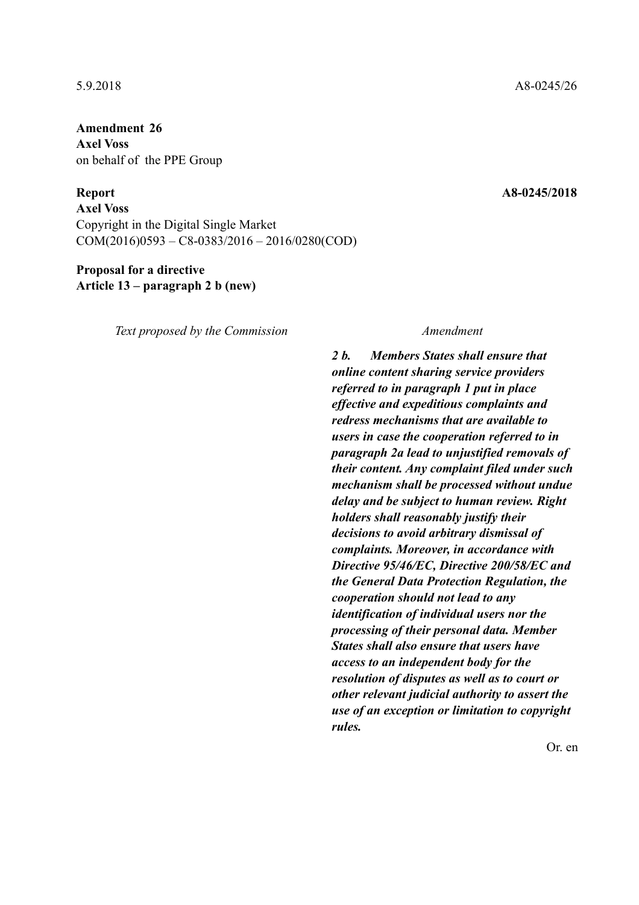5.9.2018 A8-0245/26

**Amendment 26**
**Axel Voss**
on behalf of the PPE Group

**Report** **A8-0245/2018**
**Axel Voss**
Copyright in the Digital Single Market
COM(2016)0593 – C8-0383/2016 – 2016/0280(COD)

**Proposal for a directive**
**Article 13 – paragraph 2 b (new)**

| *Text proposed by the Commission* | *Amendment* |
| --- | --- |
| | ***2 b. Members States shall ensure that online content sharing service providers referred to in paragraph 1 put in place effective and expeditious complaints and redress mechanisms that are available to users in case the cooperation referred to in paragraph 2a lead to unjustified removals of their content. Any complaint filed under such mechanism shall be processed without undue delay and be subject to human review. Right holders shall reasonably justify their decisions to avoid arbitrary dismissal of complaints. Moreover, in accordance with Directive 95/46/EC, Directive 200/58/EC and the General Data Protection Regulation, the cooperation should not lead to any identification of individual users nor the processing of their personal data. Member States shall also ensure that users have access to an independent body for the resolution of disputes as well as to court or other relevant judicial authority to assert the use of an exception or limitation to copyright rules.*** |

Or. en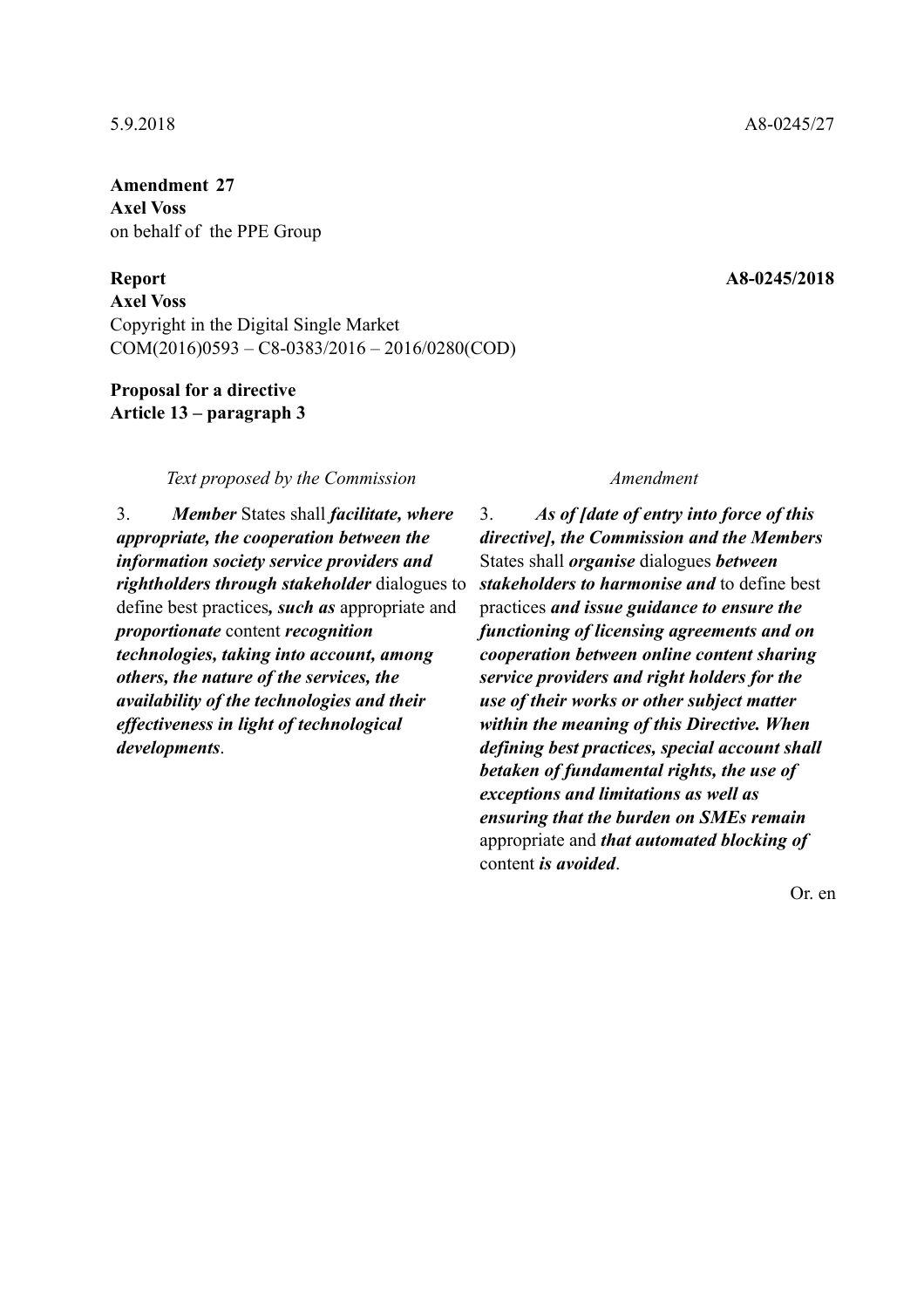5.9.2018 A8-0245/27

**Amendment 27**
**Axel Voss**
on behalf of the PPE Group

**Report** **A8-0245/2018**
**Axel Voss**
Copyright in the Digital Single Market
COM(2016)0593 – C8-0383/2016 – 2016/0280(COD)

**Proposal for a directive**
**Article 13 – paragraph 3**

| *Text proposed by the Commission* | *Amendment* |
| --- | --- |
| 3. ***Member*** States shall ***facilitate, where appropriate, the cooperation between the information society service providers and rightholders through stakeholder*** dialogues to define best practices***, such as*** appropriate and ***proportionate*** content ***recognition technologies, taking into account, among others, the nature of the services, the availability of the technologies and their effectiveness in light of technological developments***. | 3. ***As of [date of entry into force of this directive], the Commission and the Members*** States shall ***organise*** dialogues ***between stakeholders to harmonise and*** to define best practices ***and issue guidance to ensure the functioning of licensing agreements and on cooperation between online content sharing service providers and right holders for the use of their works or other subject matter within the meaning of this Directive. When defining best practices, special account shall betaken of fundamental rights, the use of exceptions and limitations as well as ensuring that the burden on SMEs remain*** appropriate and ***that automated blocking of*** content ***is avoided***. |

Or. en